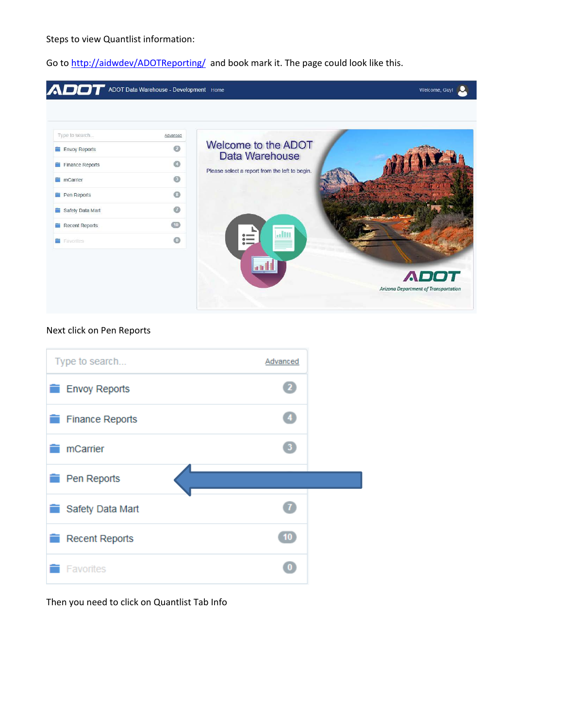Steps to view Quantlist information:

Go to http://aidwdev/ADOTReporting/ and book mark it. The page could look like this.

Next click on Pen Reports

Then you need to click on Quantlist Tab Info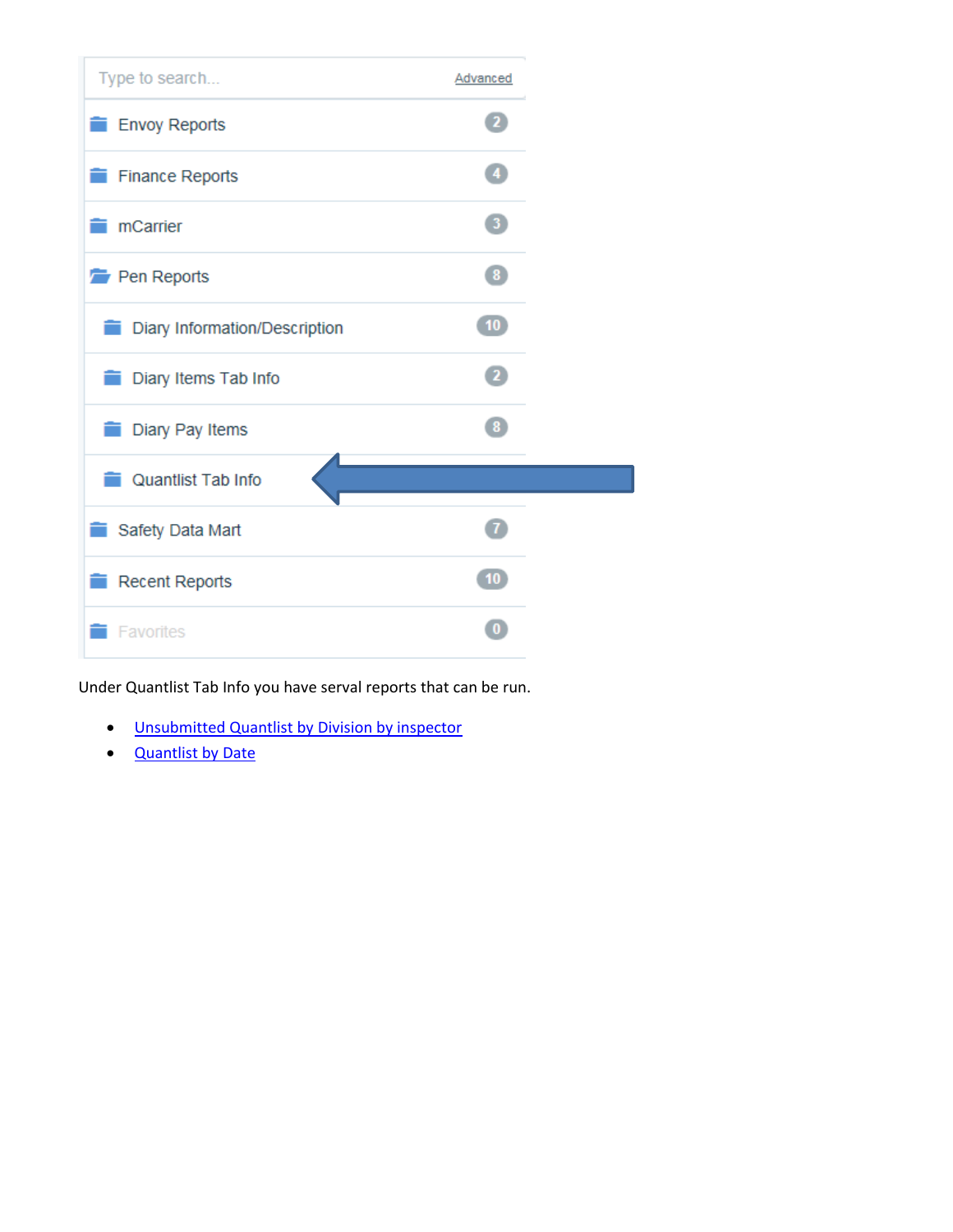Type to search... Advanced

- Envoy Reports 2
- Finance Reports 4
- mCarrier 3
- Pen Reports 8
  - Diary Information/Description 10
  - Diary Items Tab Info 2
  - Diary Pay Items 8
  - Quantlist Tab Info
- Safety Data Mart 7
- Recent Reports 10
- Favorites 0

Under Quantlist Tab Info you have serval reports that can be run.

- Unsubmitted Quantlist by Division by inspector
- Quantlist by Date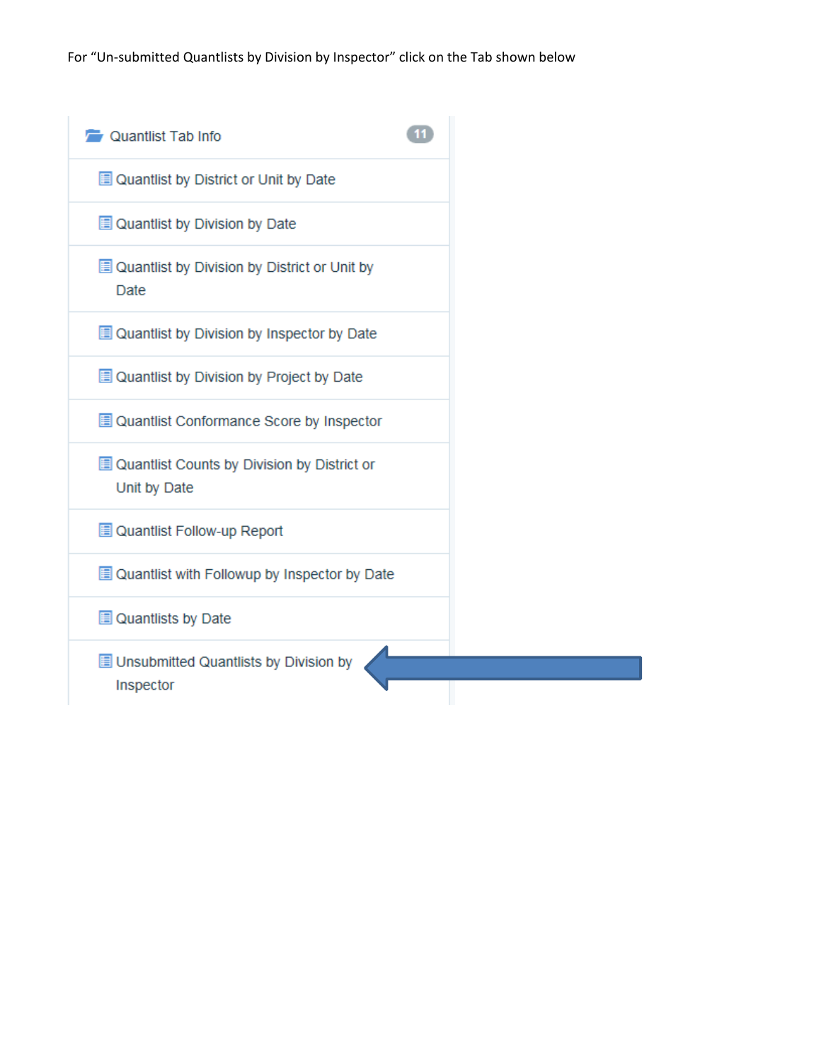For “Un-submitted Quantlists by Division by Inspector” click on the Tab shown below

- Quantlist Tab Info 11
  - Quantlist by District or Unit by Date
  - Quantlist by Division by Date
  - Quantlist by Division by District or Unit by Date
  - Quantlist by Division by Inspector by Date
  - Quantlist by Division by Project by Date
  - Quantlist Conformance Score by Inspector
  - Quantlist Counts by Division by District or Unit by Date
  - Quantlist Follow-up Report
  - Quantlist with Followup by Inspector by Date
  - Quantlists by Date
  - Unsubmitted Quantlists by Division by Inspector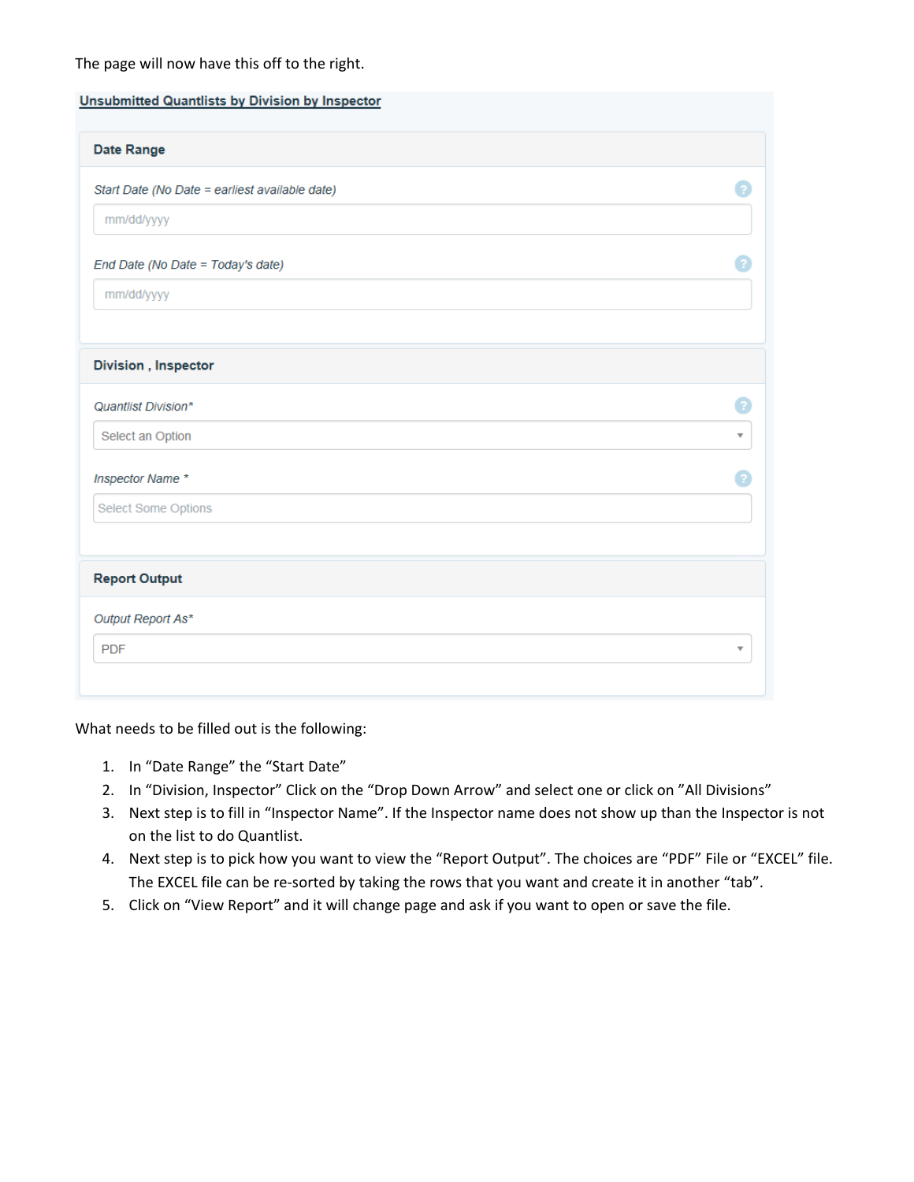The page will now have this off to the right.

**Unsubmitted Quantlists by Division by Inspector**

**Date Range**

*Start Date (No Date = earliest available date)*

mm/dd/yyyy

*End Date (No Date = Today's date)*

mm/dd/yyyy

**Division , Inspector**

*Quantlist Division**

Select an Option

*Inspector Name **

Select Some Options

**Report Output**

*Output Report As**

PDF

What needs to be filled out is the following:

1. In "Date Range" the "Start Date"
2. In "Division, Inspector" Click on the "Drop Down Arrow" and select one or click on "All Divisions"
3. Next step is to fill in "Inspector Name". If the Inspector name does not show up than the Inspector is not on the list to do Quantlist.
4. Next step is to pick how you want to view the "Report Output". The choices are "PDF" File or "EXCEL" file. The EXCEL file can be re-sorted by taking the rows that you want and create it in another "tab".
5. Click on "View Report" and it will change page and ask if you want to open or save the file.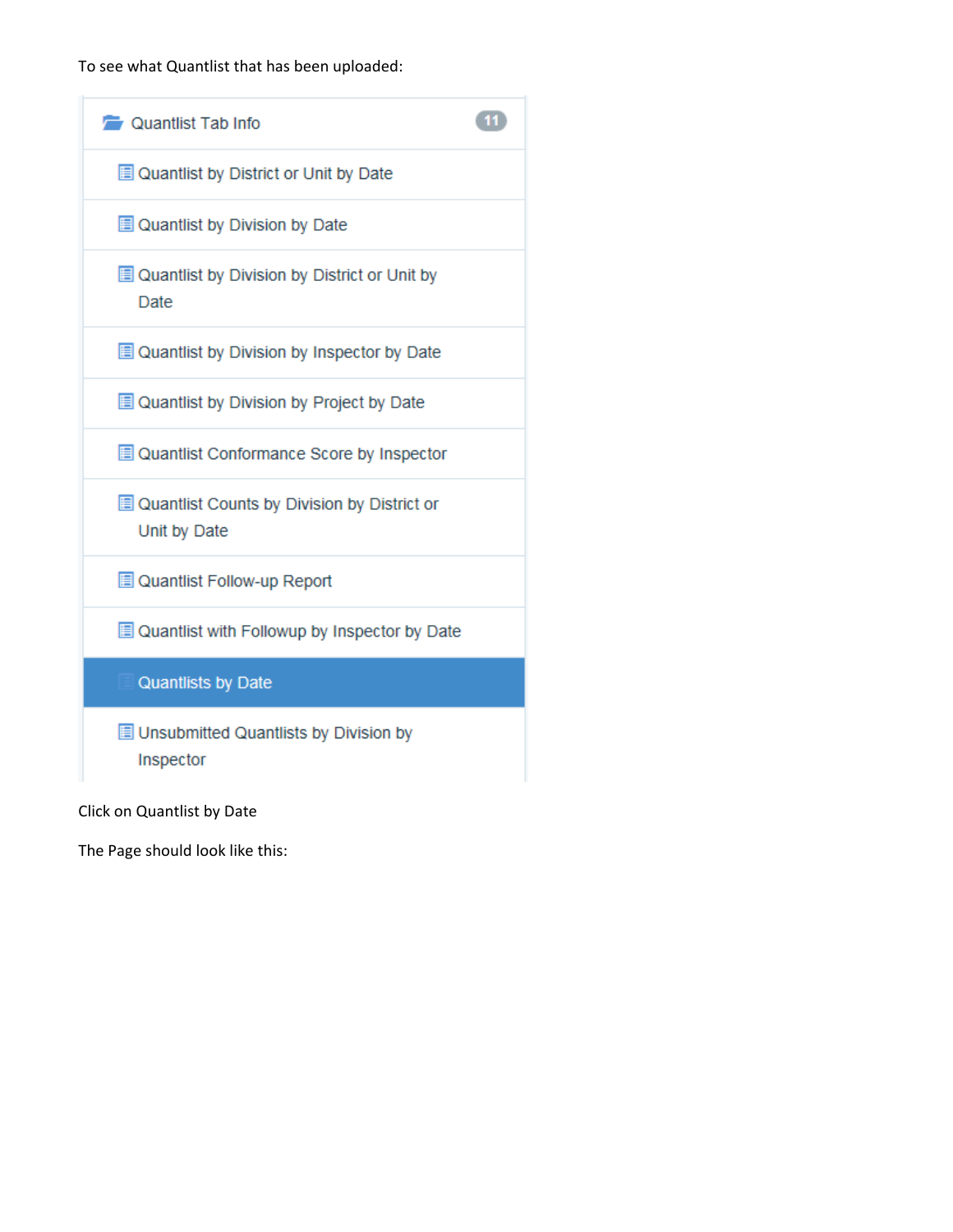To see what Quantlist that has been uploaded:

- Quantlist Tab Info 11
  - Quantlist by District or Unit by Date
  - Quantlist by Division by Date
  - Quantlist by Division by District or Unit by Date
  - Quantlist by Division by Inspector by Date
  - Quantlist by Division by Project by Date
  - Quantlist Conformance Score by Inspector
  - Quantlist Counts by Division by District or Unit by Date
  - Quantlist Follow-up Report
  - Quantlist with Followup by Inspector by Date
  - Quantlists by Date
  - Unsubmitted Quantlists by Division by Inspector

Click on Quantlist by Date

The Page should look like this: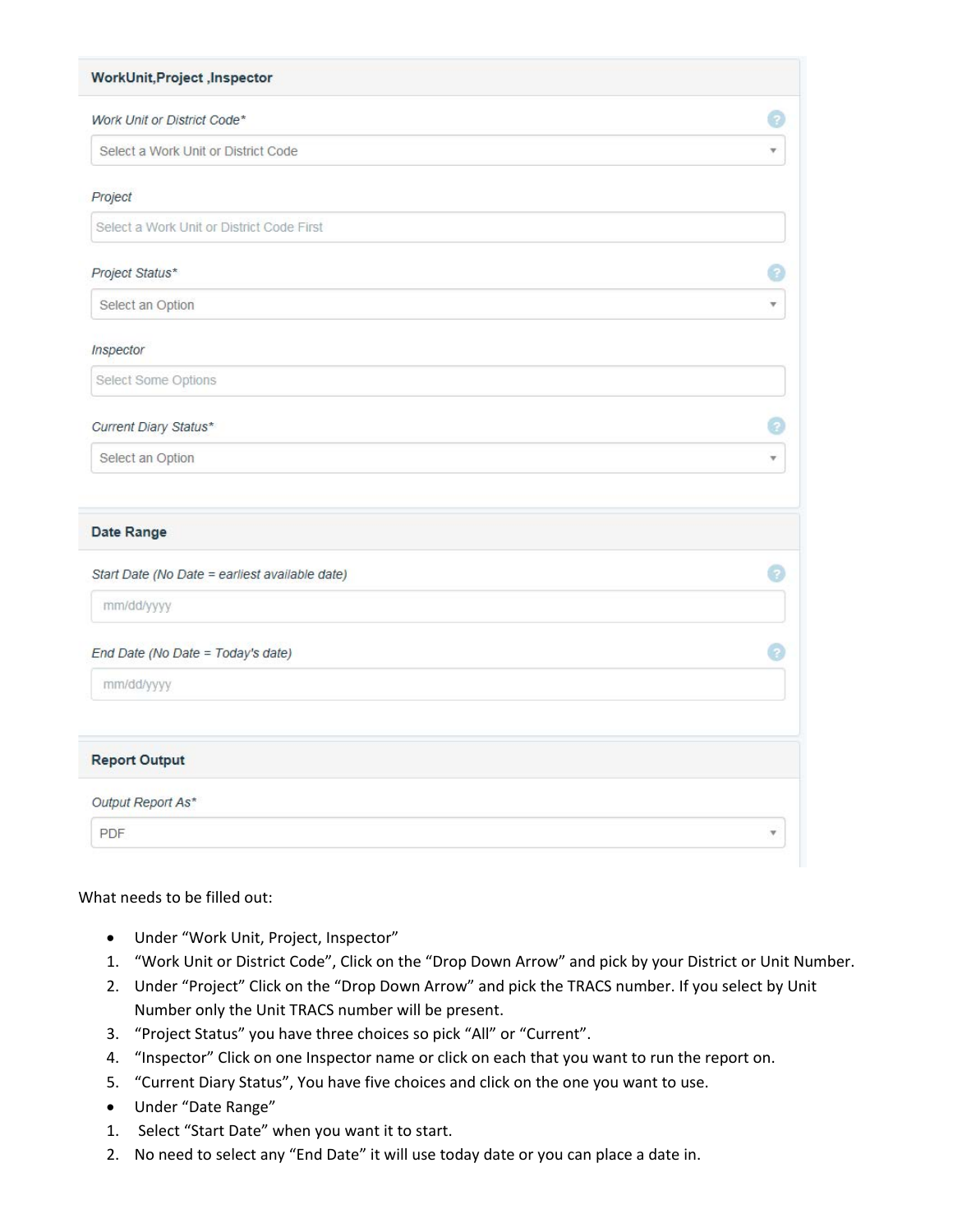## WorkUnit,Project ,Inspector

*Work Unit or District Code**

Select a Work Unit or District Code

*Project*

Select a Work Unit or District Code First

*Project Status**

Select an Option

*Inspector*

Select Some Options

*Current Diary Status**

Select an Option

## Date Range

*Start Date (No Date = earliest available date)*

mm/dd/yyyy

*End Date (No Date = Today's date)*

mm/dd/yyyy

## Report Output

*Output Report As**

PDF

What needs to be filled out:

- Under "Work Unit, Project, Inspector"

1. "Work Unit or District Code", Click on the "Drop Down Arrow" and pick by your District or Unit Number.
2. Under "Project" Click on the "Drop Down Arrow" and pick the TRACS number. If you select by Unit Number only the Unit TRACS number will be present.
3. "Project Status" you have three choices so pick "All" or "Current".
4. "Inspector" Click on one Inspector name or click on each that you want to run the report on.
5. "Current Diary Status", You have five choices and click on the one you want to use.

- Under "Date Range"

1. Select "Start Date" when you want it to start.
2. No need to select any "End Date" it will use today date or you can place a date in.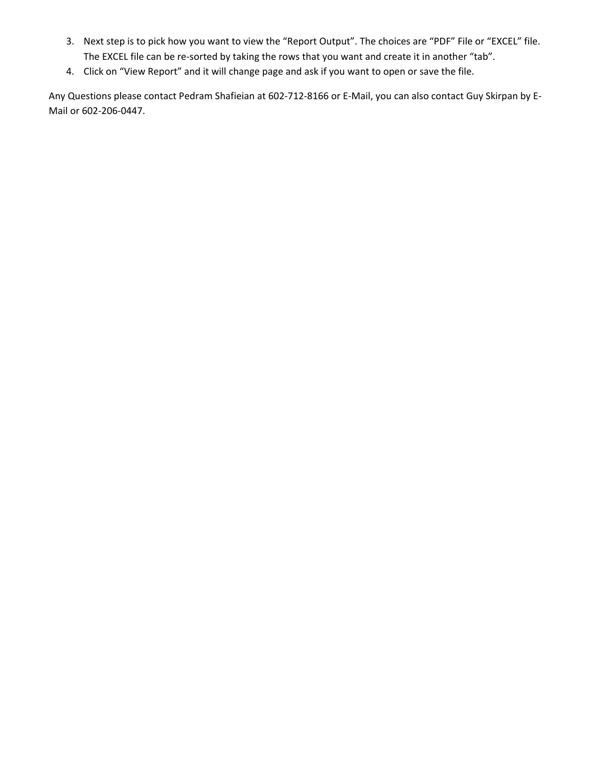3. Next step is to pick how you want to view the “Report Output”. The choices are “PDF” File or “EXCEL” file. The EXCEL file can be re-sorted by taking the rows that you want and create it in another “tab”.
4. Click on “View Report” and it will change page and ask if you want to open or save the file.

Any Questions please contact Pedram Shafieian at 602-712-8166 or E-Mail, you can also contact Guy Skirpan by E-Mail or 602-206-0447.